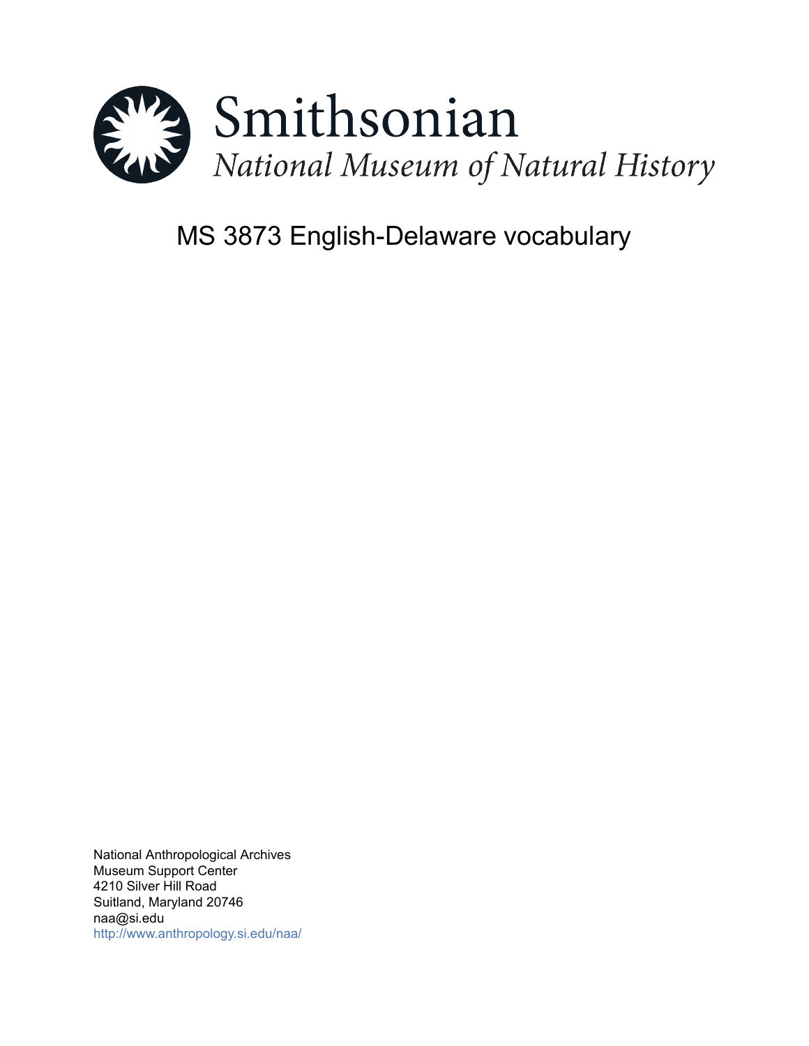Smithsonian
*National Museum of Natural History*

# MS 3873 English-Delaware vocabulary

National Anthropological Archives
Museum Support Center
4210 Silver Hill Road
Suitland, Maryland 20746
naa@si.edu
http://www.anthropology.si.edu/naa/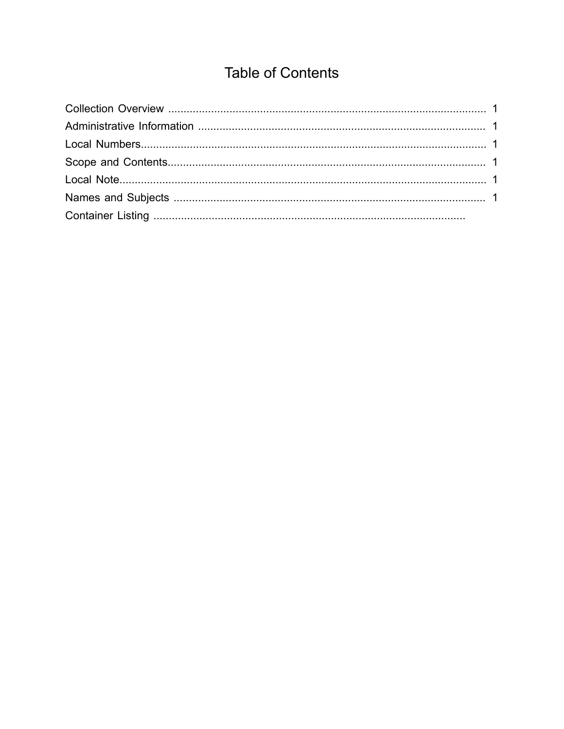# Table of Contents

Collection Overview ........................................................................................................ 1
Administrative Information .............................................................................................. 1
Local Numbers.................................................................................................................. 1
Scope and Contents......................................................................................................... 1
Local Note......................................................................................................................... 1
Names and Subjects ........................................................................................................ 1
Container Listing ......................................................................................................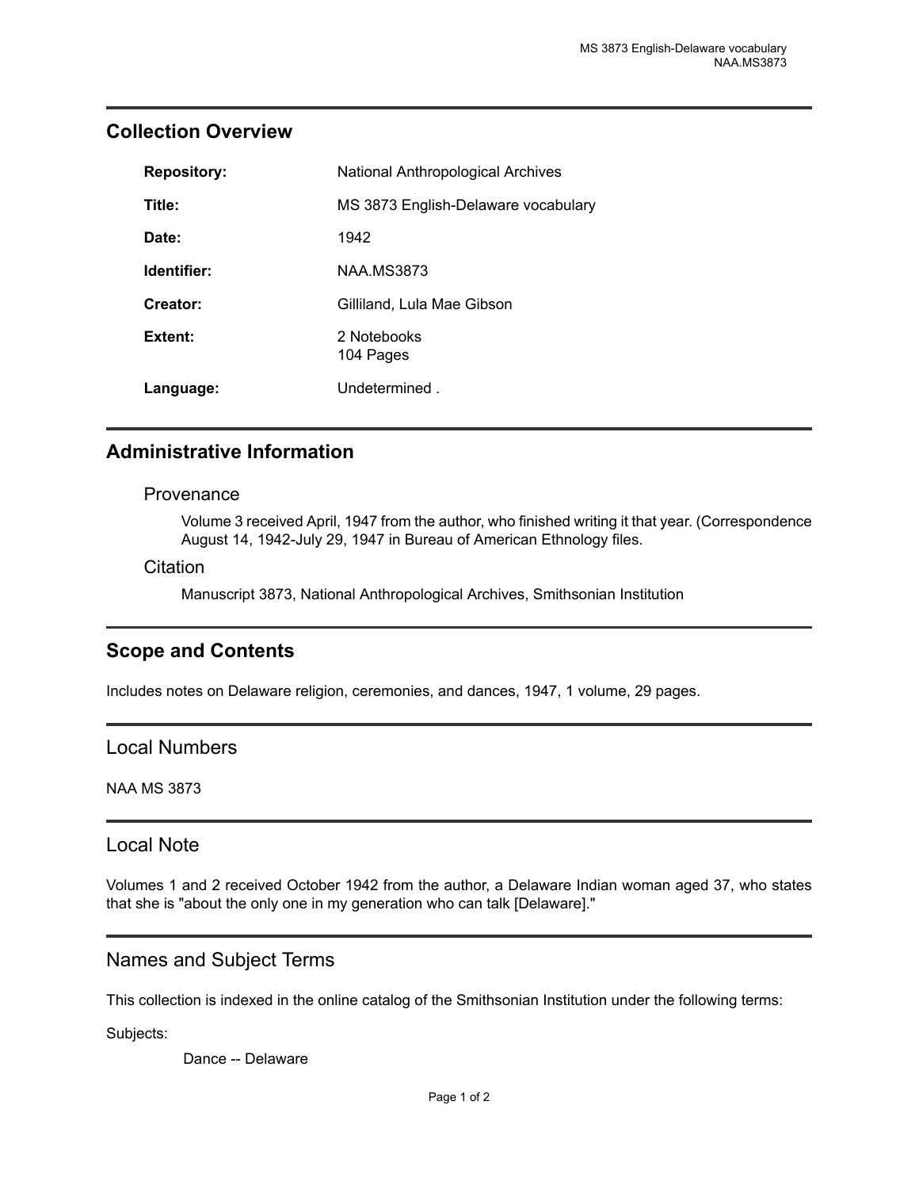## Collection Overview

| | |
|---|---|
| **Repository:** | National Anthropological Archives |
| **Title:** | MS 3873 English-Delaware vocabulary |
| **Date:** | 1942 |
| **Identifier:** | NAA.MS3873 |
| **Creator:** | Gilliland, Lula Mae Gibson |
| **Extent:** | 2 Notebooks<br>104 Pages |
| **Language:** | Undetermined . |

## Administrative Information

### Provenance

Volume 3 received April, 1947 from the author, who finished writing it that year. (Correspondence August 14, 1942-July 29, 1947 in Bureau of American Ethnology files.

### Citation

Manuscript 3873, National Anthropological Archives, Smithsonian Institution

## Scope and Contents

Includes notes on Delaware religion, ceremonies, and dances, 1947, 1 volume, 29 pages.

## Local Numbers

NAA MS 3873

## Local Note

Volumes 1 and 2 received October 1942 from the author, a Delaware Indian woman aged 37, who states that she is "about the only one in my generation who can talk [Delaware]."

## Names and Subject Terms

This collection is indexed in the online catalog of the Smithsonian Institution under the following terms:

Subjects:

- Dance -- Delaware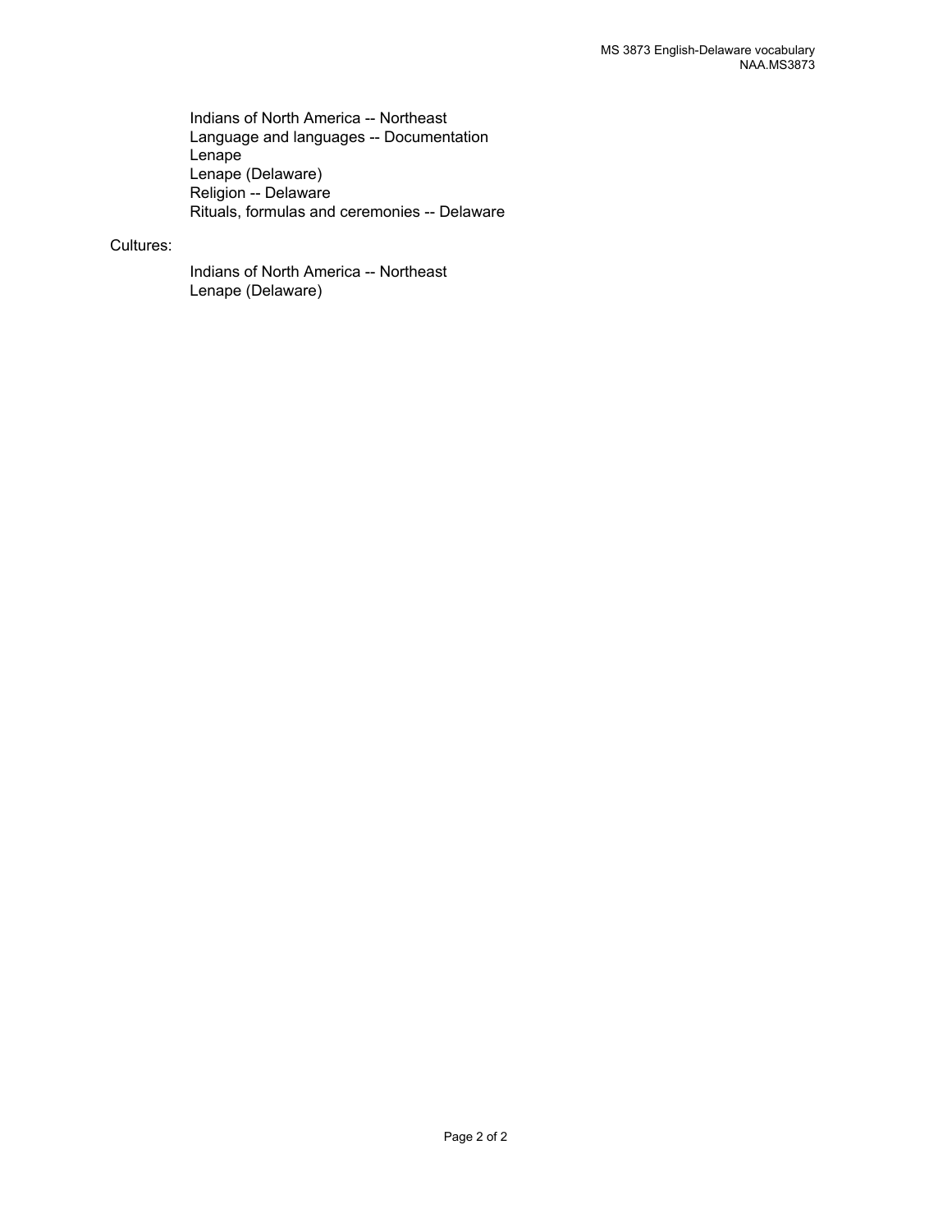Indians of North America -- Northeast
Language and languages -- Documentation
Lenape
Lenape (Delaware)
Religion -- Delaware
Rituals, formulas and ceremonies -- Delaware

Cultures:

Indians of North America -- Northeast
Lenape (Delaware)